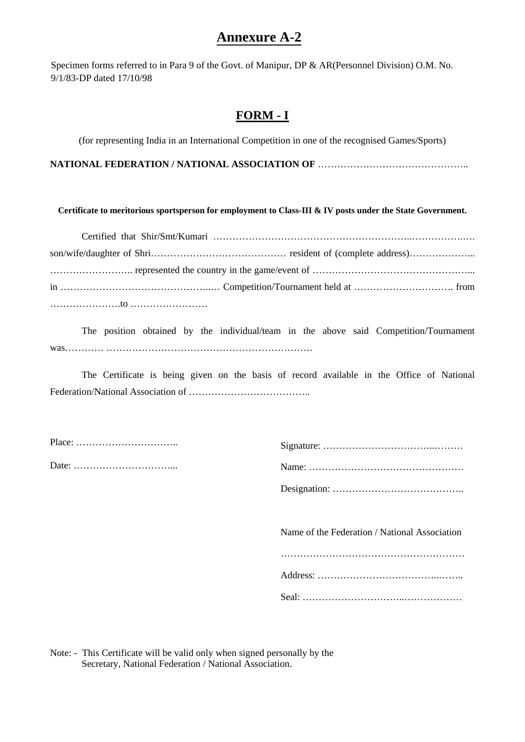# Annexure A-2

Specimen forms referred to in Para 9 of the Govt. of Manipur, DP & AR(Personnel Division) O.M. No. 9/1/83-DP dated 17/10/98

## FORM - I

(for representing India in an International Competition in one of the recognised Games/Sports)

**NATIONAL FEDERATION / NATIONAL ASSOCIATION OF** ………………………………………..

**Certificate to meritorious sportsperson for employment to Class-III & IV posts under the State Government.**

Certified that Shir/Smt/Kumari ……………………………………………………..…………….…. son/wife/daughter of Shri…………………………………… resident of (complete address)………………... …………………….. represented the country in the game/event of ………………………………………... in ………………………………………..… Competition/Tournament held at …………………………. from ………………….to ……………………

The position obtained by the individual/team in the above said Competition/Tournament was………… ……………………………………………………….

The Certificate is being given on the basis of record available in the Office of National Federation/National Association of ………………………………..

Place: …………………………..

Date: …………………………...

Signature: ……………………………..………

Name: …………………………………………

Designation: …………………………………..

Name of the Federation / National Association

…………………………………………………

Address: ………………………………..……..

Seal: …………………………..………………

Note: - This Certificate will be valid only when signed personally by the Secretary, National Federation / National Association.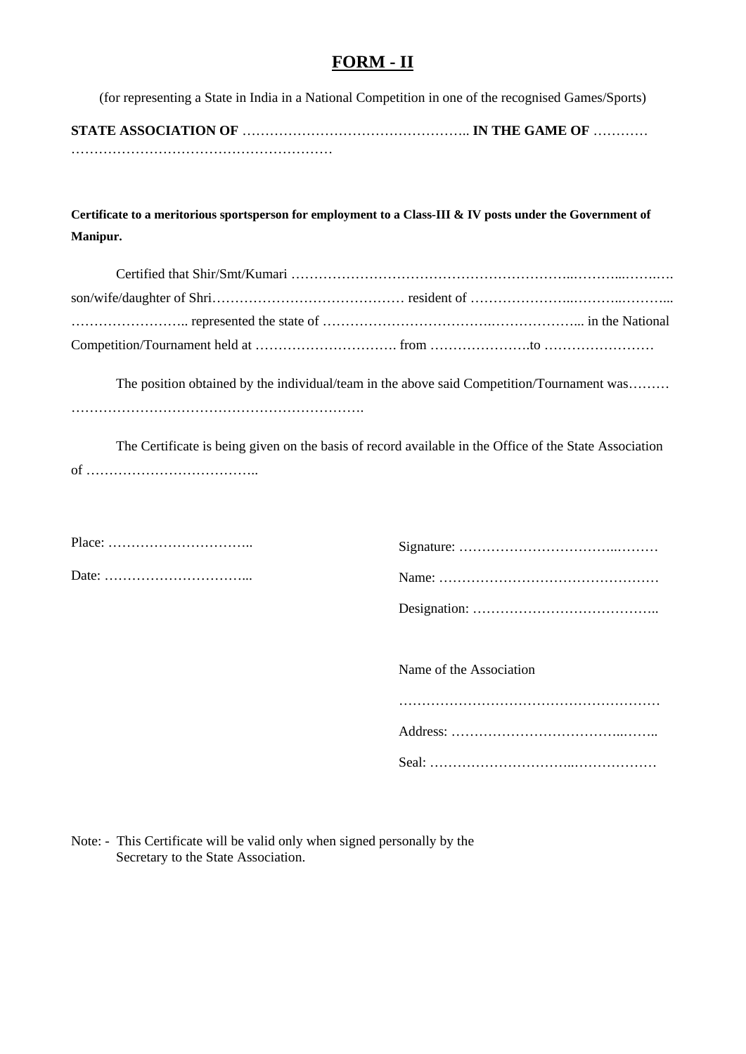# FORM - II

(for representing a State in India in a National Competition in one of the recognised Games/Sports)

**STATE ASSOCIATION OF** ………………………………………….. **IN THE GAME OF** ………… …………………………………………………

**Certificate to a meritorious sportsperson for employment to a Class-III & IV posts under the Government of Manipur.**

Certified that Shir/Smt/Kumari ……………………………………………………..………..…….. son/wife/daughter of Shri…………………………………… resident of …………………..………..……….. …………………….. represented the state of ……………………………….……………….. in the National Competition/Tournament held at …………………………. from ………………….to ……………………

The position obtained by the individual/team in the above said Competition/Tournament was……… ……………………………………………………….

The Certificate is being given on the basis of record available in the Office of the State Association of ………………………………..

Place: …………………………..

Date: …………………………...

Signature: ……………………………..………

Name: …………………………………………

Designation: …………………………………..

Name of the Association

…………………………………………………

Address: ………………………………..……..

Seal: …………………………..………………

Note: - This Certificate will be valid only when signed personally by the Secretary to the State Association.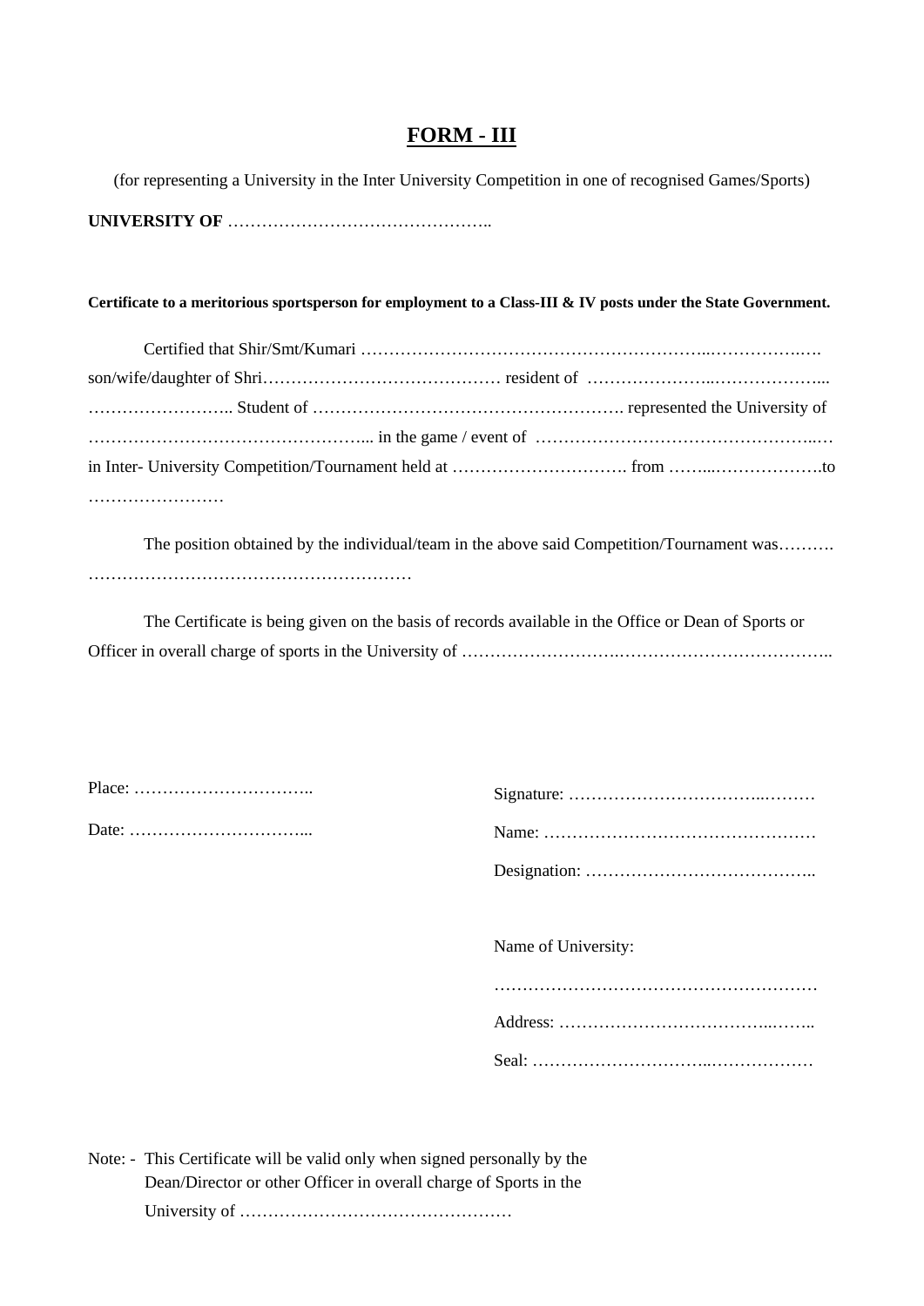# FORM - III

(for representing a University in the Inter University Competition in one of recognised Games/Sports)

**UNIVERSITY OF** ………………………………………..

**Certificate to a meritorious sportsperson for employment to a Class-III & IV posts under the State Government.**

Certified that Shir/Smt/Kumari ……………………………………………………..…………….…. son/wife/daughter of Shri…………………………………… resident of …………………..……………….... …………………….. Student of ………………………………………………. represented the University of ………………………………………….. in the game / event of ………………………………………..… in Inter- University Competition/Tournament held at …………………………. from ……...……………….to ……………………

The position obtained by the individual/team in the above said Competition/Tournament was………. …………………………………………………

The Certificate is being given on the basis of records available in the Office or Dean of Sports or Officer in overall charge of sports in the University of ……………………….………………………………..

Place: …………………………..

Date: …………………………...

Signature: …………………………...………

Name: …………………………………………

Designation: …………………………………..

Name of University:

…………………………………………………

Address: ………………………………..……..

Seal: …………………………..………………

Note: - This Certificate will be valid only when signed personally by the Dean/Director or other Officer in overall charge of Sports in the University of …………………………………………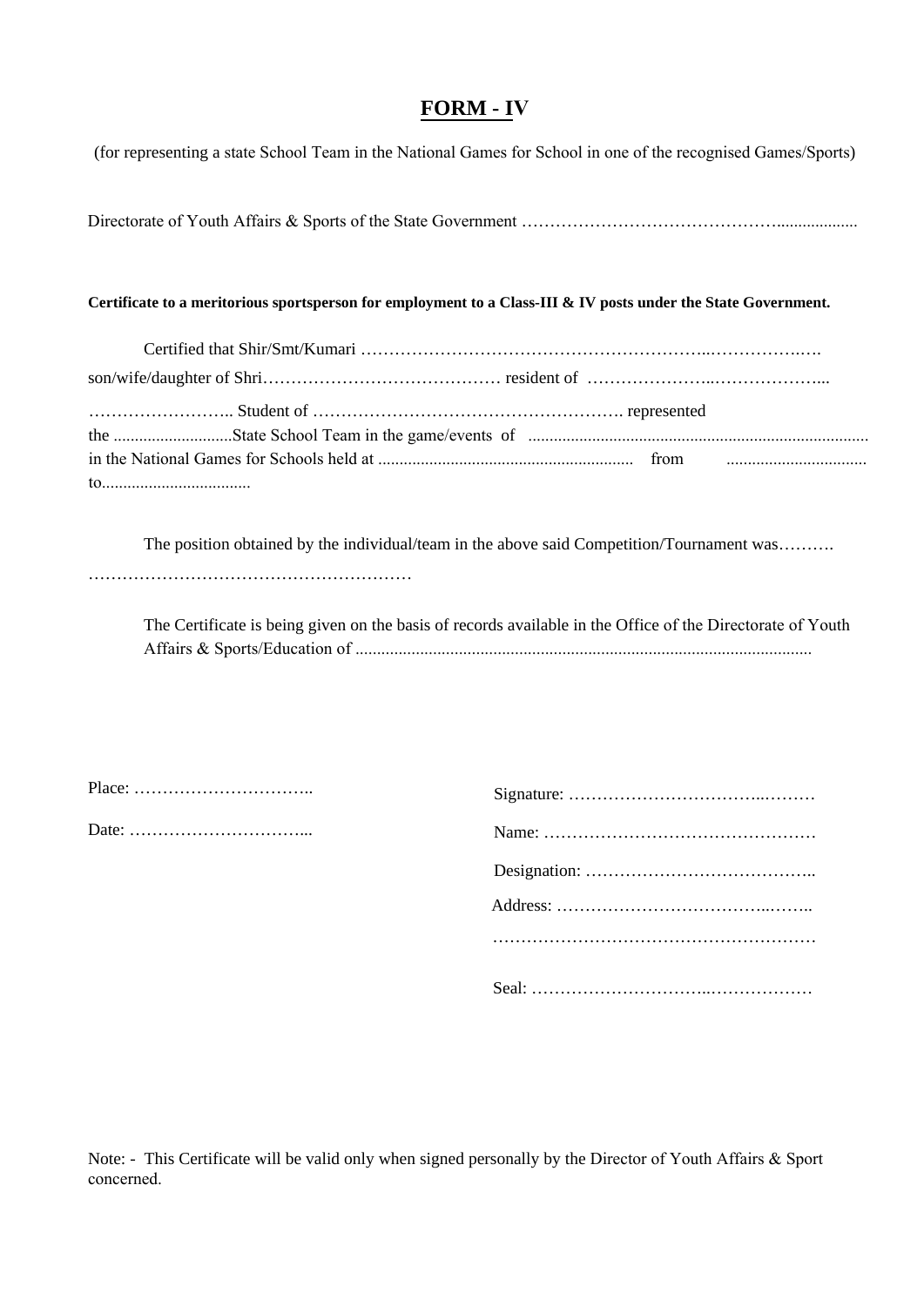# FORM - IV

(for representing a state School Team in the National Games for School in one of the recognised Games/Sports)

Directorate of Youth Affairs & Sports of the State Government ……………………………………….................

**Certificate to a meritorious sportsperson for employment to a Class-III & IV posts under the State Government.**

Certified that Shir/Smt/Kumari ……………………………………………………..……………….… son/wife/daughter of Shri…………………………………… resident of …………………..………………... …………………….. Student of ………………………………………………. represented the ............................State School Team in the game/events of ................................................................................ in the National Games for Schools held at ............................................................ from ................................. to...................................

The position obtained by the individual/team in the above said Competition/Tournament was………. …………………………………………………

The Certificate is being given on the basis of records available in the Office of the Directorate of Youth Affairs & Sports/Education of .........................................................................................................

Place: …………………………..

Date: …………………………...

Signature: …………………………..………

Name: …………………………………………

Designation: …………………………………..

Address: ………………………………..……..

…………………………………………………

Seal: …………………………..………………

Note: - This Certificate will be valid only when signed personally by the Director of Youth Affairs & Sport concerned.